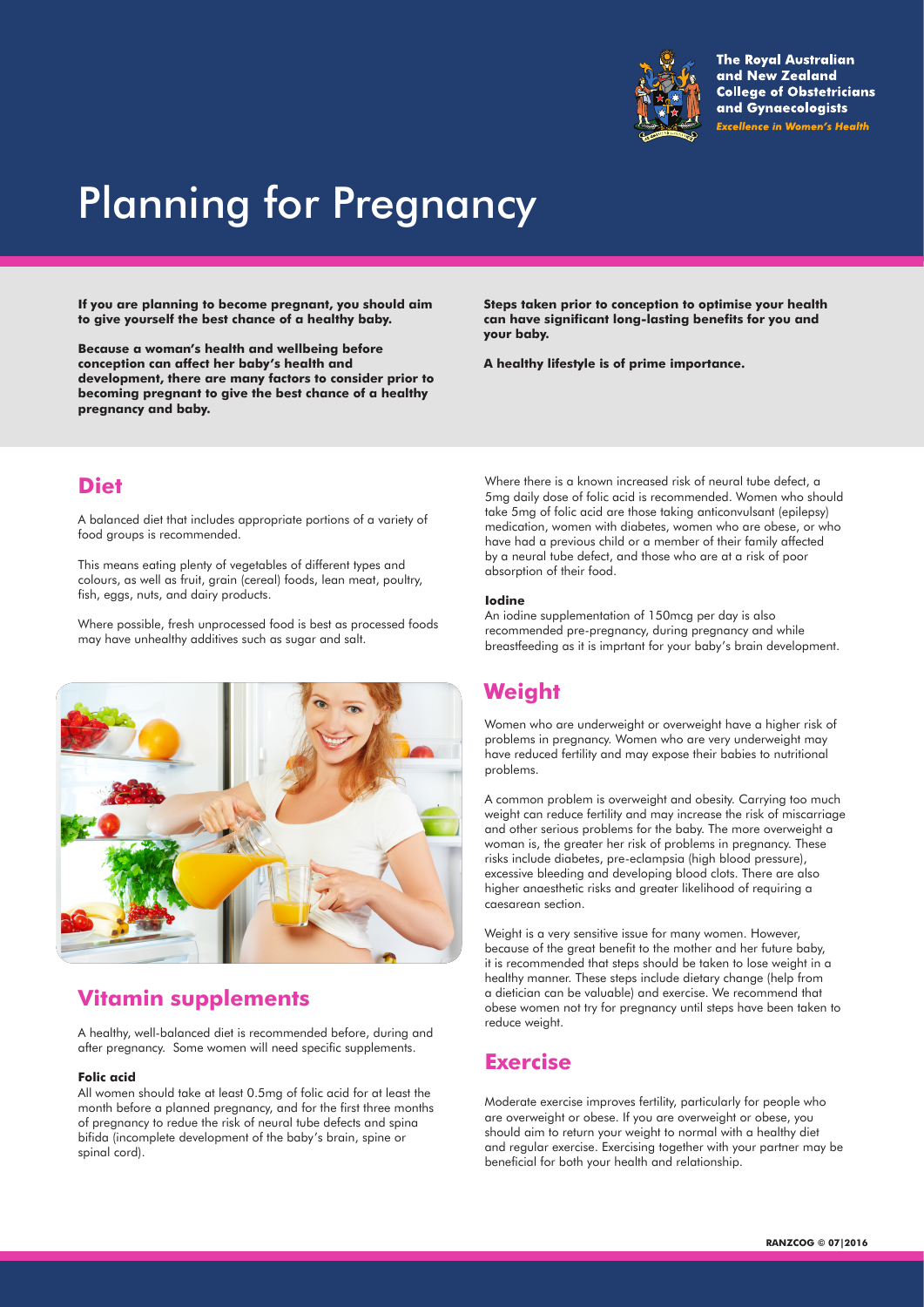The Royal Australian and New Zealand College of Obstetricians and Gynaecologists

*Excellence in Women's Health*

# Planning for Pregnancy

**If you are planning to become pregnant, you should aim to give yourself the best chance of a healthy baby.**

**Because a woman's health and wellbeing before conception can affect her baby's health and development, there are many factors to consider prior to becoming pregnant to give the best chance of a healthy pregnancy and baby.**

**Steps taken prior to conception to optimise your health can have significant long-lasting benefits for you and your baby.**

**A healthy lifestyle is of prime importance.**

## Diet

A balanced diet that includes appropriate portions of a variety of food groups is recommended.

This means eating plenty of vegetables of different types and colours, as well as fruit, grain (cereal) foods, lean meat, poultry, fish, eggs, nuts, and dairy products.

Where possible, fresh unprocessed food is best as processed foods may have unhealthy additives such as sugar and salt.

## Vitamin supplements

A healthy, well-balanced diet is recommended before, during and after pregnancy. Some women will need specific supplements.

**Folic acid**

All women should take at least 0.5mg of folic acid for at least the month before a planned pregnancy, and for the first three months of pregnancy to redue the risk of neural tube defects and spina bifida (incomplete development of the baby's brain, spine or spinal cord).

Where there is a known increased risk of neural tube defect, a 5mg daily dose of folic acid is recommended. Women who should take 5mg of folic acid are those taking anticonvulsant (epilepsy) medication, women with diabetes, women who are obese, or who have had a previous child or a member of their family affected by a neural tube defect, and those who are at a risk of poor absorption of their food.

**Iodine**

An iodine supplementation of 150mcg per day is also recommended pre-pregnancy, during pregnancy and while breastfeeding as it is imprtant for your baby's brain development.

## Weight

Women who are underweight or overweight have a higher risk of problems in pregnancy. Women who are very underweight may have reduced fertility and may expose their babies to nutritional problems.

A common problem is overweight and obesity. Carrying too much weight can reduce fertility and may increase the risk of miscarriage and other serious problems for the baby. The more overweight a woman is, the greater her risk of problems in pregnancy. These risks include diabetes, pre-eclampsia (high blood pressure), excessive bleeding and developing blood clots. There are also higher anaesthetic risks and greater likelihood of requiring a caesarean section.

Weight is a very sensitive issue for many women. However, because of the great benefit to the mother and her future baby, it is recommended that steps should be taken to lose weight in a healthy manner. These steps include dietary change (help from a dietician can be valuable) and exercise. We recommend that obese women not try for pregnancy until steps have been taken to reduce weight.

## Exercise

Moderate exercise improves fertility, particularly for people who are overweight or obese. If you are overweight or obese, you should aim to return your weight to normal with a healthy diet and regular exercise. Exercising together with your partner may be beneficial for both your health and relationship.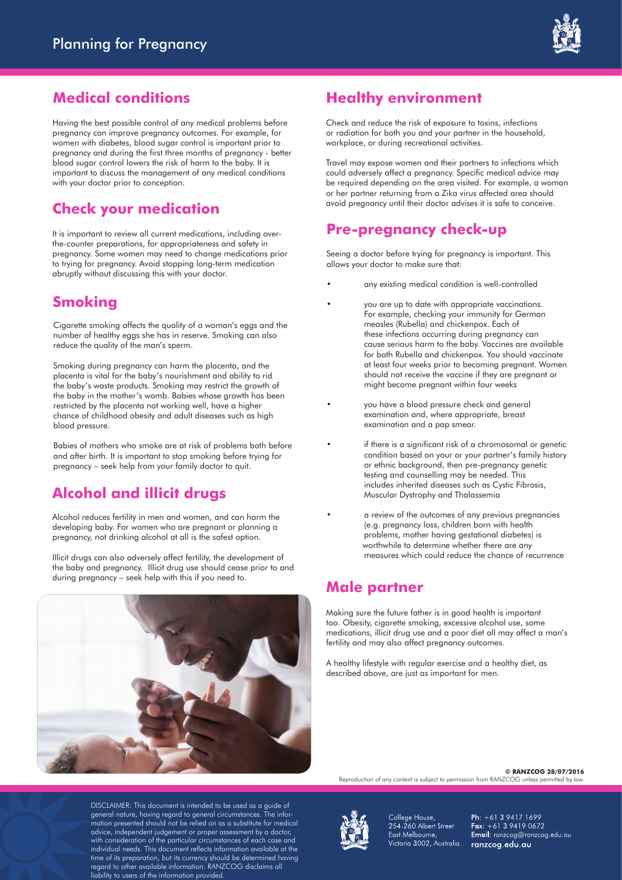## Medical conditions

Having the best possible control of any medical problems before pregnancy can improve pregnancy outcomes. For example, for women with diabetes, blood sugar control is important prior to pregnancy and during the first three months of pregnancy - better blood sugar control lowers the risk of harm to the baby. It is important to discuss the management of any medical conditions with your doctor prior to conception.

## Check your medication

It is important to review all current medications, including over-the-counter preparations, for appropriateness and safety in pregnancy. Some women may need to change medications prior to trying for pregnancy. Avoid stopping long-term medication abruptly without discussing this with your doctor.

## Smoking

Cigarette smoking affects the quality of a woman's eggs and the number of healthy eggs she has in reserve. Smoking can also reduce the quality of the man's sperm.

Smoking during pregnancy can harm the placenta, and the placenta is vital for the baby's nourishment and ability to rid the baby's waste products. Smoking may restrict the growth of the baby in the mother's womb. Babies whose growth has been restricted by the placenta not working well, have a higher chance of childhood obesity and adult diseases such as high blood pressure.

Babies of mothers who smoke are at risk of problems both before and after birth. It is important to stop smoking before trying for pregnancy – seek help from your family doctor to quit.

## Alcohol and illicit drugs

Alcohol reduces fertility in men and women, and can harm the developing baby. For women who are pregnant or planning a pregnancy, not drinking alcohol at all is the safest option.

Illicit drugs can also adversely affect fertility, the development of the baby and pregnancy. Illicit drug use should cease prior to and during pregnancy – seek help with this if you need to.

## Healthy environment

Check and reduce the risk of exposure to toxins, infections or radiation for both you and your partner in the household, workplace, or during recreational activities.

Travel may expose women and their partners to infections which could adversely affect a pregnancy. Specific medical advice may be required depending on the area visited. For example, a woman or her partner returning from a Zika virus affected area should avoid pregnancy until their doctor advises it is safe to conceive.

## Pre-pregnancy check-up

Seeing a doctor before trying for pregnancy is important. This allows your doctor to make sure that:

- any existing medical condition is well-controlled
- you are up to date with appropriate vaccinations. For example, checking your immunity for German measles (Rubella) and chickenpox. Each of these infections occurring during pregnancy can cause serious harm to the baby. Vaccines are available for both Rubella and chickenpox. You should vaccinate at least four weeks prior to becoming pregnant. Women should not receive the vaccine if they are pregnant or might become pregnant within four weeks
- you have a blood pressure check and general examination and, where appropriate, breast examination and a pap smear.
- if there is a significant risk of a chromosomal or genetic condition based on your or your partner's family history or ethnic background, then pre-pregnancy genetic testing and counselling may be needed. This includes inherited diseases such as Cystic Fibrosis, Muscular Dystrophy and Thalassemia
- a review of the outcomes of any previous pregnancies (e.g. pregnancy loss, children born with health problems, mother having gestational diabetes) is worthwhile to determine whether there are any measures which could reduce the chance of recurrence

## Male partner

Making sure the future father is in good health is important too. Obesity, cigarette smoking, excessive alcohol use, some medications, illicit drug use and a poor diet all may affect a man's fertility and may also affect pregnancy outcomes.

A healthy lifestyle with regular exercise and a healthy diet, as described above, are just as important for men.

**© RANZCOG 28/07/2016**
Reproduction of any content is subject to permission from RANZCOG unless permitted by law.

DISCLAIMER: This document is intended to be used as a guide of general nature, having regard to general circumstances. The information presented should not be relied on as a substitute for medical advice, independent judgement or proper assessment by a doctor, with consideration of the particular circumstances of each case and individual needs. This document reflects information available at the time of its preparation, but its currency should be determined having regard to other available information. RANZCOG disclaims all liability to users of the information provided.

College House,
254-260 Albert Street
East Melbourne,
Victoria 3002, Australia.

**Ph**: +61 3 9417 1699
**Fax**: +61 3 9419 0672
**Email**: ranzcog@ranzcog.edu.au
ranzcog.edu.au